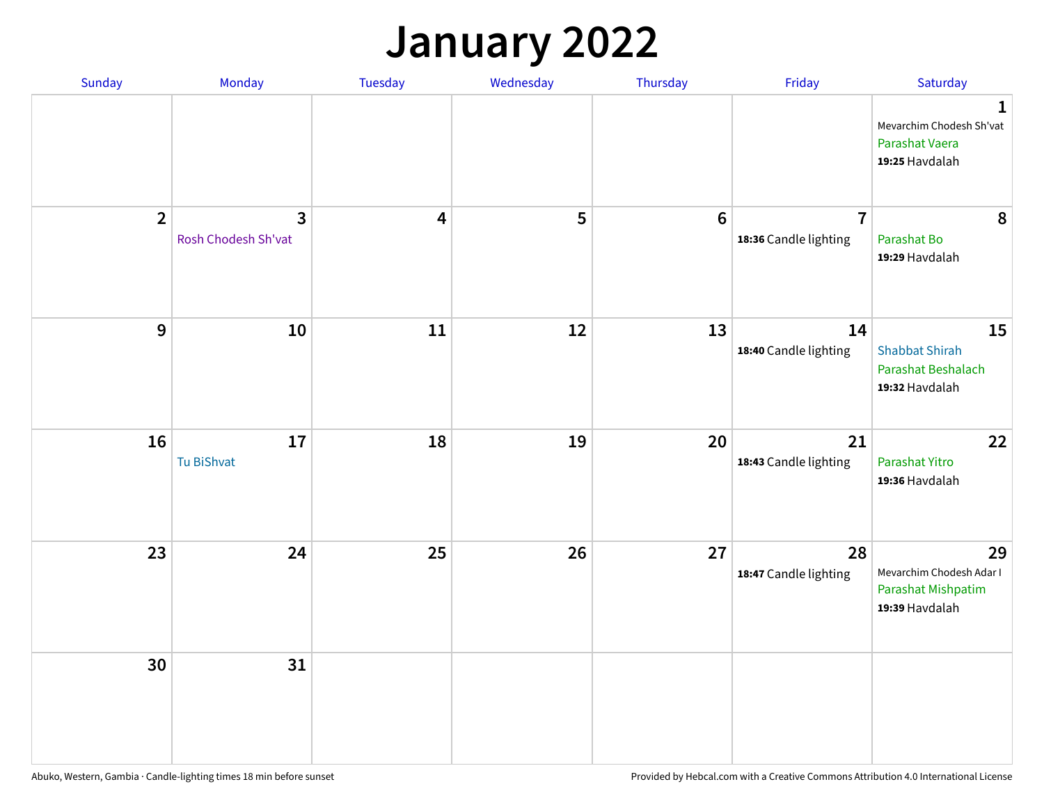# January 2022

| Sunday | Monday | Tuesday | Wednesday | Thursday | Friday | Saturday |
|---|---|---|---|---|---|---|
| | | | | | | 1<br>Mevarchim Chodesh Sh'vat<br>Parashat Vaera<br>**19:25** Havdalah |
| 2 | 3<br>Rosh Chodesh Sh'vat | 4 | 5 | 6 | 7<br>**18:36** Candle lighting | 8<br>Parashat Bo<br>**19:29** Havdalah |
| 9 | 10 | 11 | 12 | 13 | 14<br>**18:40** Candle lighting | 15<br>Shabbat Shirah<br>Parashat Beshalach<br>**19:32** Havdalah |
| 16 | 17<br>Tu BiShvat | 18 | 19 | 20 | 21<br>**18:43** Candle lighting | 22<br>Parashat Yitro<br>**19:36** Havdalah |
| 23 | 24 | 25 | 26 | 27 | 28<br>**18:47** Candle lighting | 29<br>Mevarchim Chodesh Adar I<br>Parashat Mishpatim<br>**19:39** Havdalah |
| 30 | 31 | | | | | |

Abuko, Western, Gambia · Candle-lighting times 18 min before sunset

Provided by Hebcal.com with a Creative Commons Attribution 4.0 International License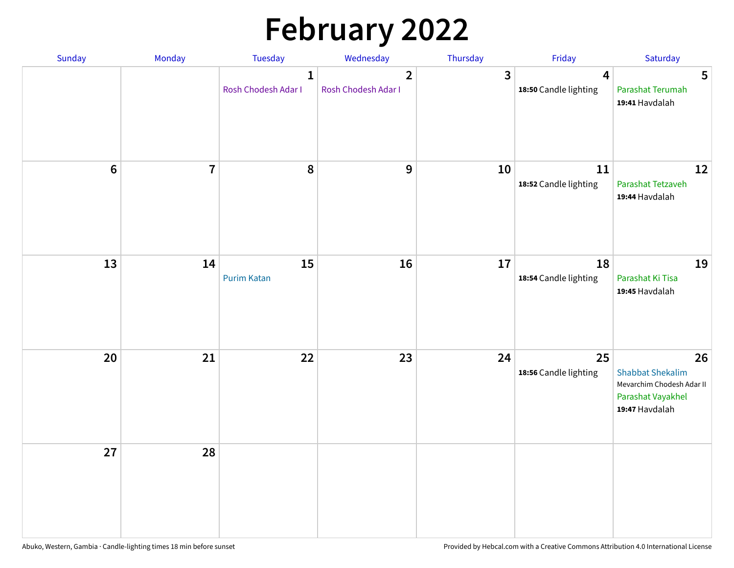# February 2022

| Sunday | Monday | Tuesday | Wednesday | Thursday | Friday | Saturday |
|---|---|---|---|---|---|---|
| | | 1 Rosh Chodesh Adar I | 2 Rosh Chodesh Adar I | 3 | 4 **18:50** Candle lighting | 5 Parashat Terumah **19:41** Havdalah |
| 6 | 7 | 8 | 9 | 10 | 11 **18:52** Candle lighting | 12 Parashat Tetzaveh **19:44** Havdalah |
| 13 | 14 | 15 Purim Katan | 16 | 17 | 18 **18:54** Candle lighting | 19 Parashat Ki Tisa **19:45** Havdalah |
| 20 | 21 | 22 | 23 | 24 | 25 **18:56** Candle lighting | 26 Shabbat Shekalim Mevarchim Chodesh Adar II Parashat Vayakhel **19:47** Havdalah |
| 27 | 28 | | | | | |

Abuko, Western, Gambia · Candle-lighting times 18 min before sunset

Provided by Hebcal.com with a Creative Commons Attribution 4.0 International License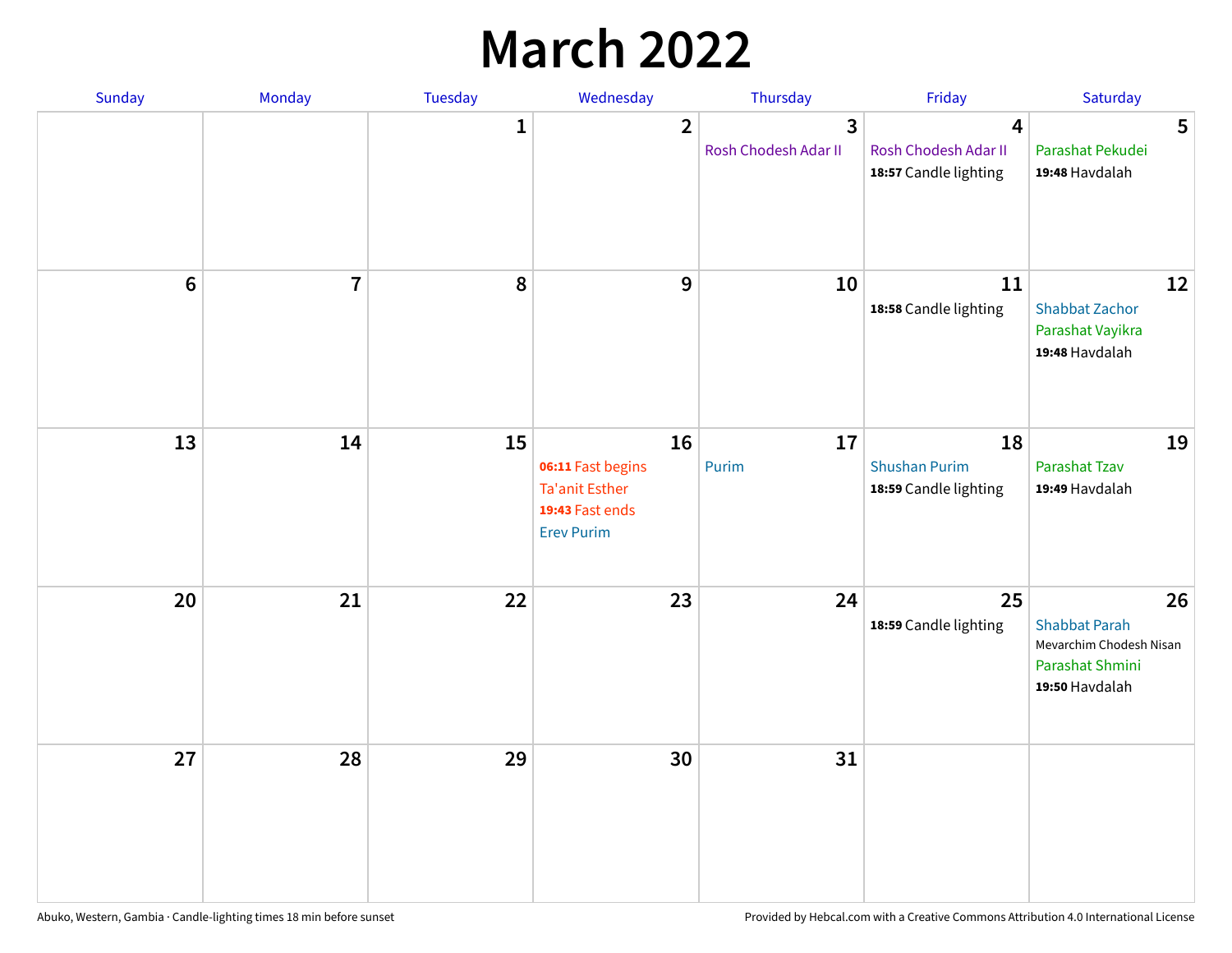# March 2022

| Sunday | Monday | Tuesday | Wednesday | Thursday | Friday | Saturday |
|---|---|---|---|---|---|---|
| | | 1 | 2 | 3<br>Rosh Chodesh Adar II | 4<br>Rosh Chodesh Adar II<br>**18:57** Candle lighting | 5<br>Parashat Pekudei<br>**19:48** Havdalah |
| 6 | 7 | 8 | 9 | 10 | 11<br>**18:58** Candle lighting | 12<br>Shabbat Zachor<br>Parashat Vayikra<br>**19:48** Havdalah |
| 13 | 14 | 15 | 16<br>**06:11** Fast begins<br>Ta'anit Esther<br>**19:43** Fast ends<br>Erev Purim | 17<br>Purim | 18<br>Shushan Purim<br>**18:59** Candle lighting | 19<br>Parashat Tzav<br>**19:49** Havdalah |
| 20 | 21 | 22 | 23 | 24 | 25<br>**18:59** Candle lighting | 26<br>Shabbat Parah<br>Mevarchim Chodesh Nisan<br>Parashat Shmini<br>**19:50** Havdalah |
| 27 | 28 | 29 | 30 | 31 | | |

Abuko, Western, Gambia · Candle-lighting times 18 min before sunset

Provided by Hebcal.com with a Creative Commons Attribution 4.0 International License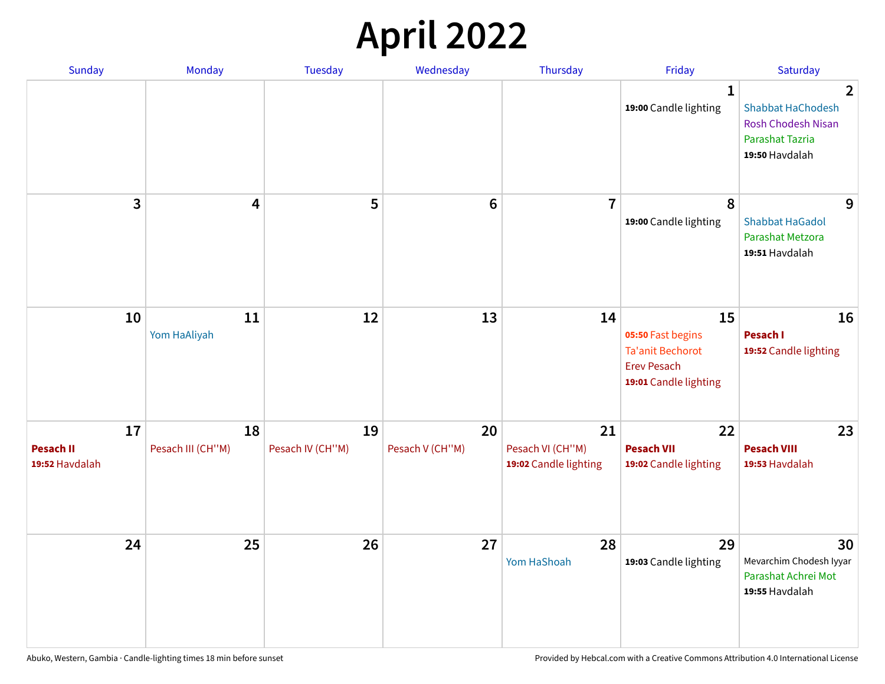# April 2022

| Sunday | Monday | Tuesday | Wednesday | Thursday | Friday | Saturday |
|---|---|---|---|---|---|---|
| | | | | | 1<br>**19:00** Candle lighting | 2<br>Shabbat HaChodesh<br>Rosh Chodesh Nisan<br>Parashat Tazria<br>**19:50** Havdalah |
| 3 | 4 | 5 | 6 | 7 | 8<br>**19:00** Candle lighting | 9<br>Shabbat HaGadol<br>Parashat Metzora<br>**19:51** Havdalah |
| 10 | 11<br>Yom HaAliyah | 12 | 13 | 14 | 15<br>**05:50** Fast begins<br>Ta'anit Bechorot<br>Erev Pesach<br>**19:01** Candle lighting | 16<br>**Pesach I**<br>**19:52** Candle lighting |
| 17<br>**Pesach II**<br>**19:52** Havdalah | 18<br>Pesach III (CH''M) | 19<br>Pesach IV (CH''M) | 20<br>Pesach V (CH''M) | 21<br>Pesach VI (CH''M)<br>**19:02** Candle lighting | 22<br>**Pesach VII**<br>**19:02** Candle lighting | 23<br>**Pesach VIII**<br>**19:53** Havdalah |
| 24 | 25 | 26 | 27 | 28<br>Yom HaShoah | 29<br>**19:03** Candle lighting | 30<br>Mevarchim Chodesh Iyyar<br>Parashat Achrei Mot<br>**19:55** Havdalah |

Abuko, Western, Gambia · Candle-lighting times 18 min before sunset

Provided by Hebcal.com with a Creative Commons Attribution 4.0 International License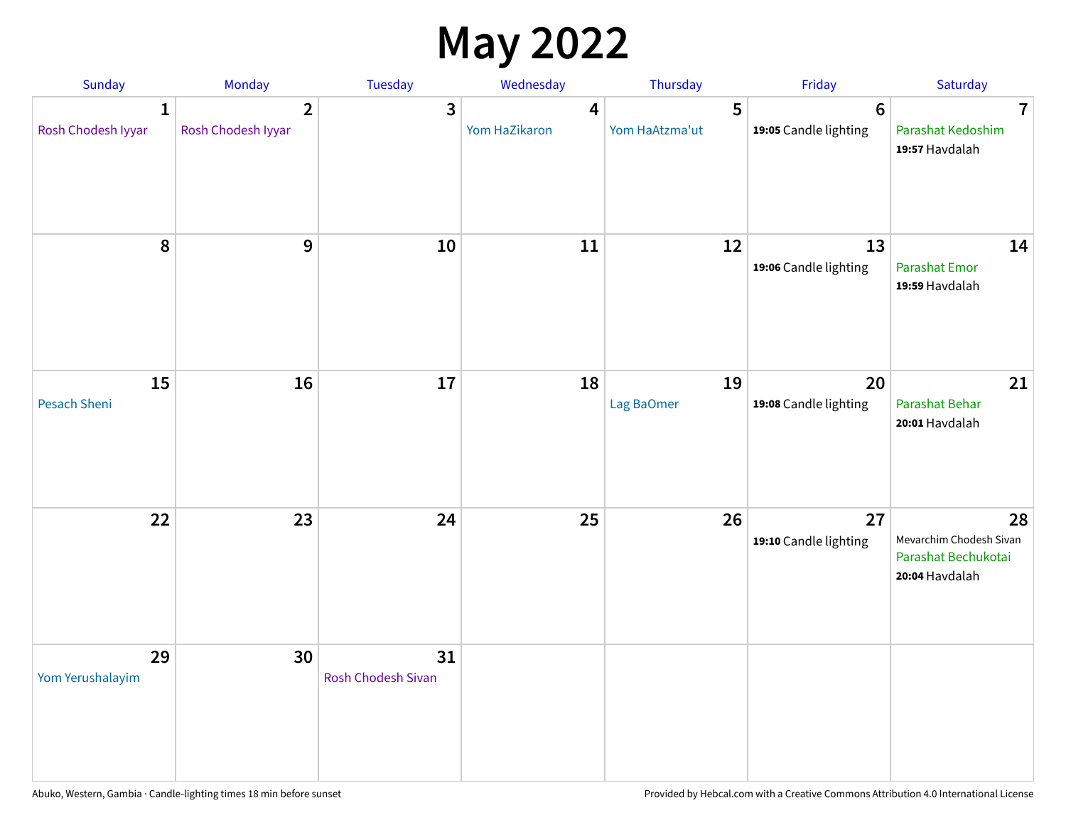# May 2022

| Sunday | Monday | Tuesday | Wednesday | Thursday | Friday | Saturday |
|---|---|---|---|---|---|---|
| **1** Rosh Chodesh Iyyar | **2** Rosh Chodesh Iyyar | **3** | **4** Yom HaZikaron | **5** Yom HaAtzma'ut | **6** **19:05** Candle lighting | **7** Parashat Kedoshim **19:57** Havdalah |
| **8** | **9** | **10** | **11** | **12** | **13** **19:06** Candle lighting | **14** Parashat Emor **19:59** Havdalah |
| **15** Pesach Sheni | **16** | **17** | **18** | **19** Lag BaOmer | **20** **19:08** Candle lighting | **21** Parashat Behar **20:01** Havdalah |
| **22** | **23** | **24** | **25** | **26** | **27** **19:10** Candle lighting | **28** Mevarchim Chodesh Sivan Parashat Bechukotai **20:04** Havdalah |
| **29** Yom Yerushalayim | **30** | **31** Rosh Chodesh Sivan | | | | |

Abuko, Western, Gambia · Candle-lighting times 18 min before sunset

Provided by Hebcal.com with a Creative Commons Attribution 4.0 International License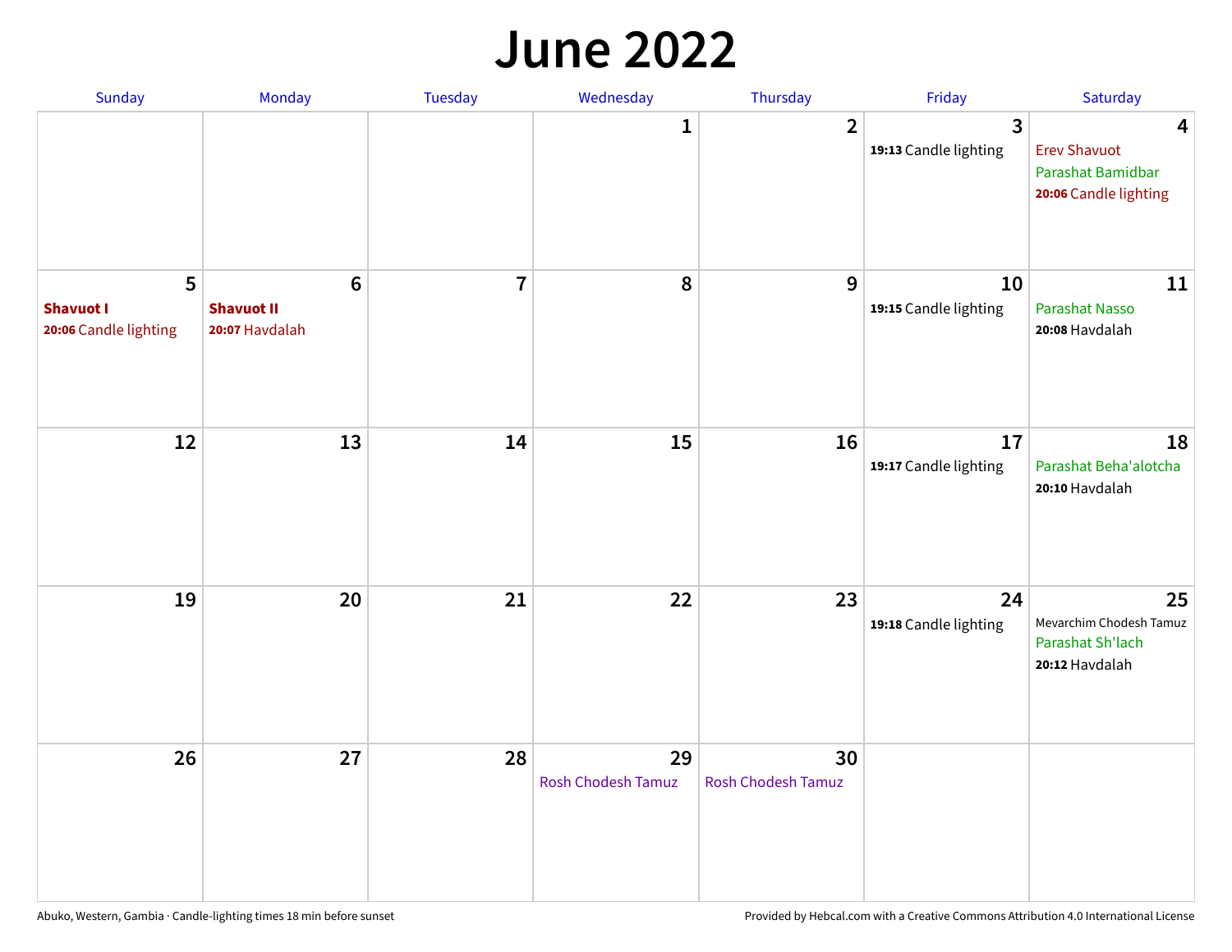# June 2022

| Sunday | Monday | Tuesday | Wednesday | Thursday | Friday | Saturday |
|---|---|---|---|---|---|---|
| | | | 1 | 2 | 3<br>**19:13** Candle lighting | 4<br>Erev Shavuot<br>Parashat Bamidbar<br>**20:06** Candle lighting |
| 5<br>**Shavuot I**<br>**20:06** Candle lighting | 6<br>**Shavuot II**<br>**20:07** Havdalah | 7 | 8 | 9 | 10<br>**19:15** Candle lighting | 11<br>Parashat Nasso<br>**20:08** Havdalah |
| 12 | 13 | 14 | 15 | 16 | 17<br>**19:17** Candle lighting | 18<br>Parashat Beha'alotcha<br>**20:10** Havdalah |
| 19 | 20 | 21 | 22 | 23 | 24<br>**19:18** Candle lighting | 25<br>Mevarchim Chodesh Tamuz<br>Parashat Sh'lach<br>**20:12** Havdalah |
| 26 | 27 | 28 | 29<br>Rosh Chodesh Tamuz | 30<br>Rosh Chodesh Tamuz | | |

Abuko, Western, Gambia · Candle-lighting times 18 min before sunset

Provided by Hebcal.com with a Creative Commons Attribution 4.0 International License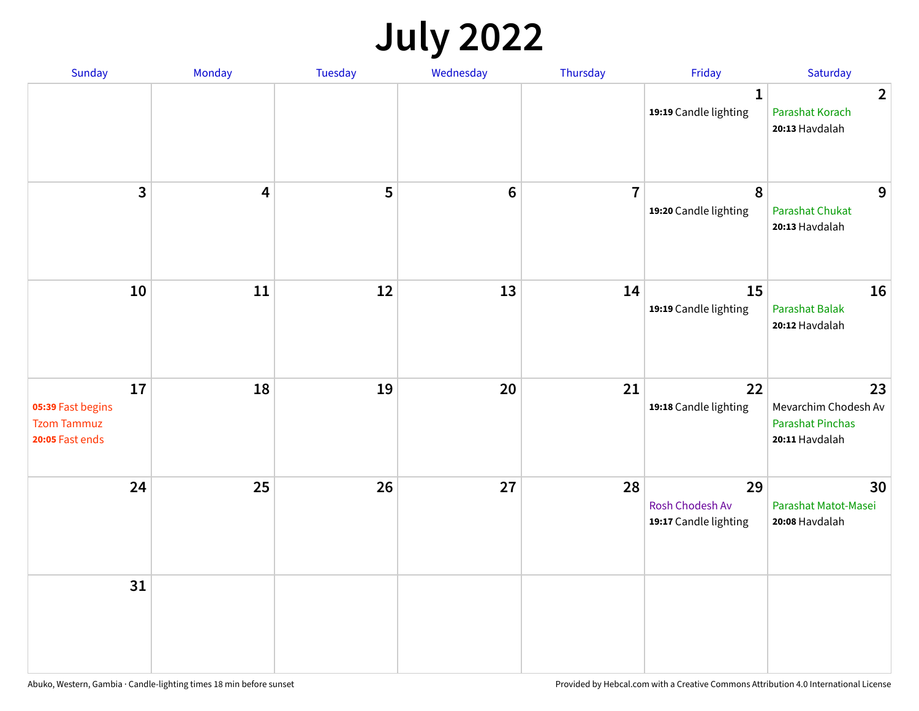# July 2022

| Sunday | Monday | Tuesday | Wednesday | Thursday | Friday | Saturday |
|---|---|---|---|---|---|---|
| | | | | | **1**<br>**19:19** Candle lighting | **2**<br>Parashat Korach<br>**20:13** Havdalah |
| **3** | **4** | **5** | **6** | **7** | **8**<br>**19:20** Candle lighting | **9**<br>Parashat Chukat<br>**20:13** Havdalah |
| **10** | **11** | **12** | **13** | **14** | **15**<br>**19:19** Candle lighting | **16**<br>Parashat Balak<br>**20:12** Havdalah |
| **17**<br>**05:39** Fast begins<br>Tzom Tammuz<br>**20:05** Fast ends | **18** | **19** | **20** | **21** | **22**<br>**19:18** Candle lighting | **23**<br>Mevarchim Chodesh Av<br>Parashat Pinchas<br>**20:11** Havdalah |
| **24** | **25** | **26** | **27** | **28** | **29**<br>Rosh Chodesh Av<br>**19:17** Candle lighting | **30**<br>Parashat Matot-Masei<br>**20:08** Havdalah |
| **31** | | | | | | |

Abuko, Western, Gambia · Candle-lighting times 18 min before sunset

Provided by Hebcal.com with a Creative Commons Attribution 4.0 International License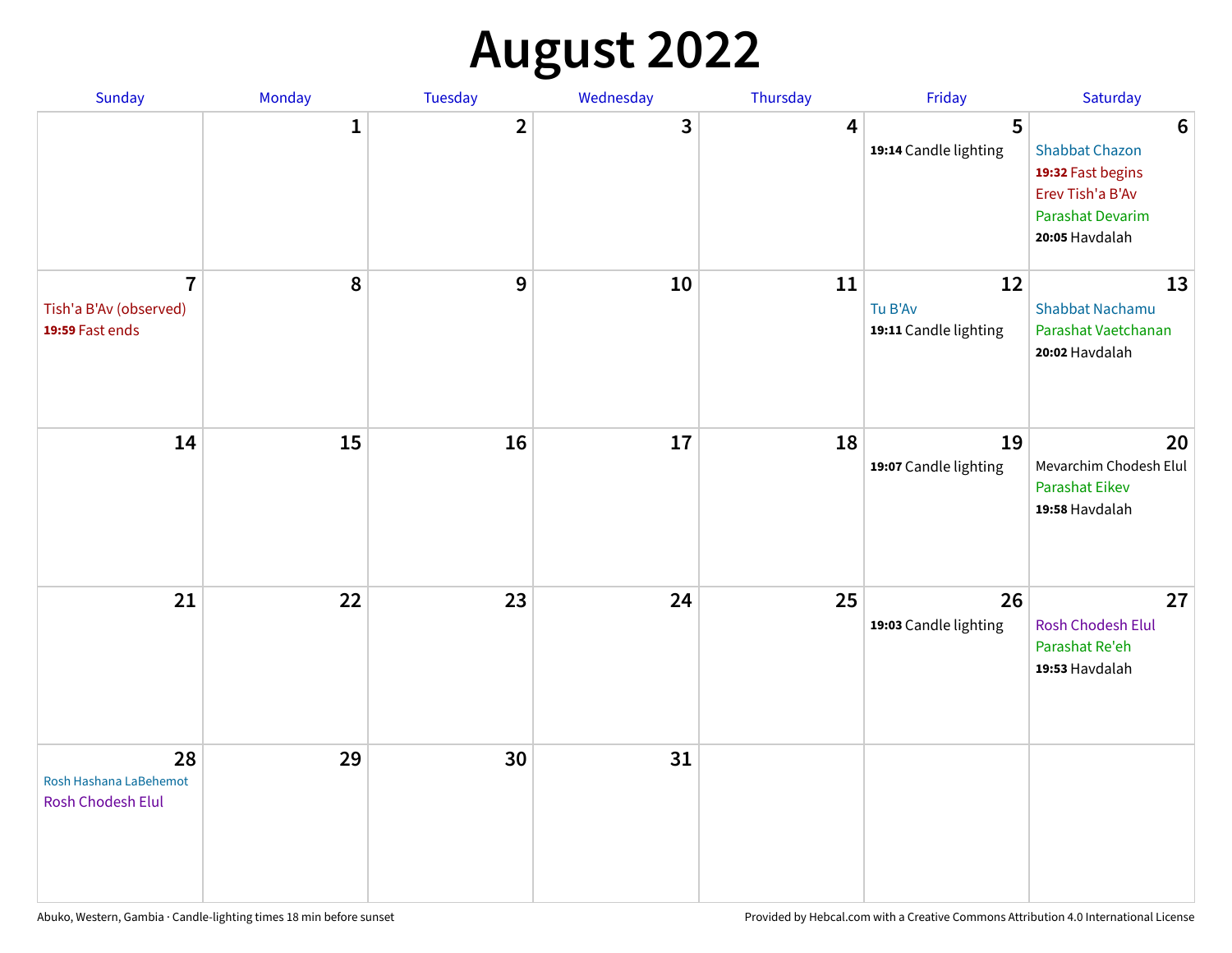# August 2022

| Sunday | Monday | Tuesday | Wednesday | Thursday | Friday | Saturday |
|---|---|---|---|---|---|---|
| | 1 | 2 | 3 | 4 | 5<br>**19:14** Candle lighting | 6<br>Shabbat Chazon<br>**19:32** Fast begins<br>Erev Tish'a B'Av<br>Parashat Devarim<br>**20:05** Havdalah |
| 7<br>Tish'a B'Av (observed)<br>**19:59** Fast ends | 8 | 9 | 10 | 11 | 12<br>Tu B'Av<br>**19:11** Candle lighting | 13<br>Shabbat Nachamu<br>Parashat Vaetchanan<br>**20:02** Havdalah |
| 14 | 15 | 16 | 17 | 18 | 19<br>**19:07** Candle lighting | 20<br>Mevarchim Chodesh Elul<br>Parashat Eikev<br>**19:58** Havdalah |
| 21 | 22 | 23 | 24 | 25 | 26<br>**19:03** Candle lighting | 27<br>Rosh Chodesh Elul<br>Parashat Re'eh<br>**19:53** Havdalah |
| 28<br>Rosh Hashana LaBehemot<br>Rosh Chodesh Elul | 29 | 30 | 31 | | | |

Abuko, Western, Gambia · Candle-lighting times 18 min before sunset

Provided by Hebcal.com with a Creative Commons Attribution 4.0 International License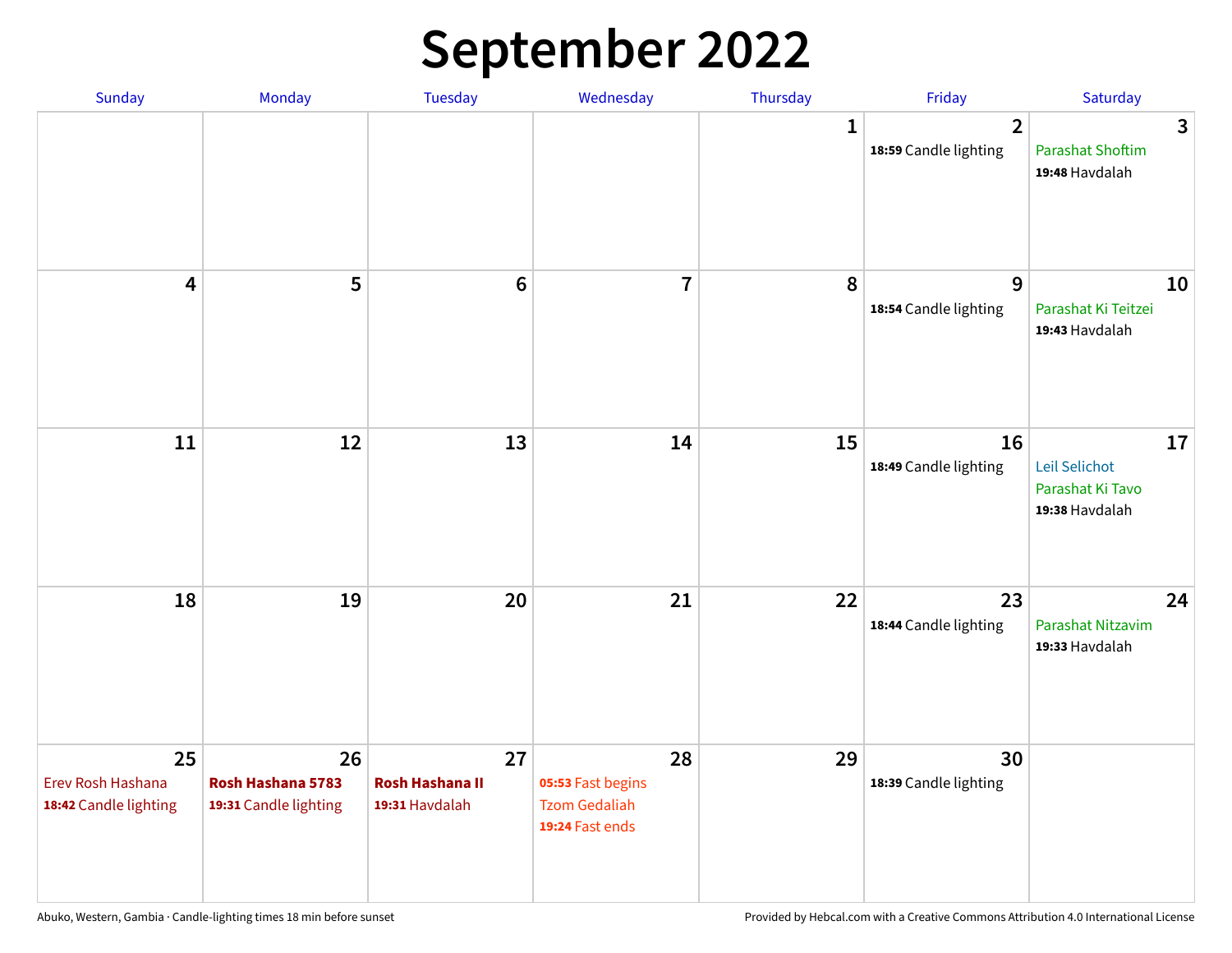# September 2022

| Sunday | Monday | Tuesday | Wednesday | Thursday | Friday | Saturday |
|---|---|---|---|---|---|---|
| | | | | 1 | 2<br>**18:59** Candle lighting | 3<br>Parashat Shoftim<br>**19:48** Havdalah |
| 4 | 5 | 6 | 7 | 8 | 9<br>**18:54** Candle lighting | 10<br>Parashat Ki Teitzei<br>**19:43** Havdalah |
| 11 | 12 | 13 | 14 | 15 | 16<br>**18:49** Candle lighting | 17<br>Leil Selichot<br>Parashat Ki Tavo<br>**19:38** Havdalah |
| 18 | 19 | 20 | 21 | 22 | 23<br>**18:44** Candle lighting | 24<br>Parashat Nitzavim<br>**19:33** Havdalah |
| 25<br>Erev Rosh Hashana<br>**18:42** Candle lighting | 26<br>**Rosh Hashana 5783**<br>**19:31** Candle lighting | 27<br>**Rosh Hashana II**<br>**19:31** Havdalah | 28<br>**05:53** Fast begins<br>Tzom Gedaliah<br>**19:24** Fast ends | 29 | 30<br>**18:39** Candle lighting | |

Abuko, Western, Gambia · Candle-lighting times 18 min before sunset

Provided by Hebcal.com with a Creative Commons Attribution 4.0 International License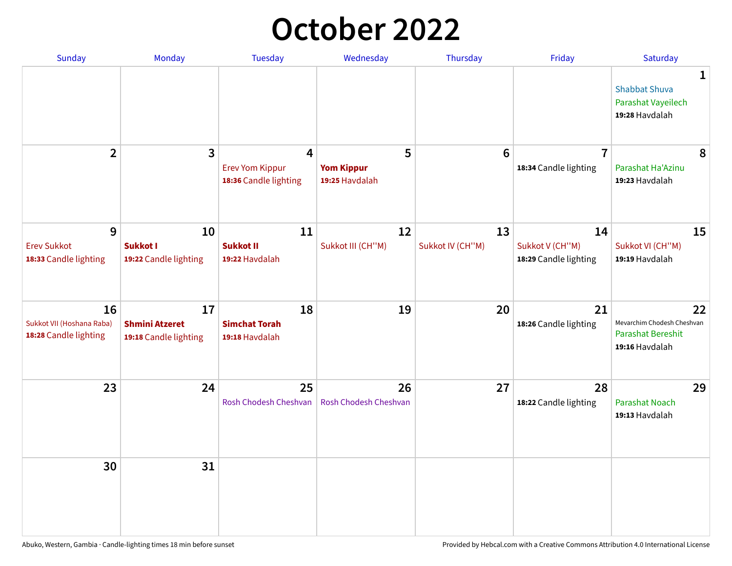# October 2022

| Sunday | Monday | Tuesday | Wednesday | Thursday | Friday | Saturday |
|---|---|---|---|---|---|---|
| | | | | | | **1**<br>Shabbat Shuva<br>Parashat Vayeilech<br>**19:28** Havdalah |
| **2** | **3** | **4**<br>Erev Yom Kippur<br>**18:36** Candle lighting | **5**<br>**Yom Kippur**<br>**19:25** Havdalah | **6** | **7**<br>**18:34** Candle lighting | **8**<br>Parashat Ha'Azinu<br>**19:23** Havdalah |
| **9**<br>Erev Sukkot<br>**18:33** Candle lighting | **10**<br>**Sukkot I**<br>**19:22** Candle lighting | **11**<br>**Sukkot II**<br>**19:22** Havdalah | **12**<br>Sukkot III (CH''M) | **13**<br>Sukkot IV (CH''M) | **14**<br>Sukkot V (CH''M)<br>**18:29** Candle lighting | **15**<br>Sukkot VI (CH''M)<br>**19:19** Havdalah |
| **16**<br>Sukkot VII (Hoshana Raba)<br>**18:28** Candle lighting | **17**<br>**Shmini Atzeret**<br>**19:18** Candle lighting | **18**<br>**Simchat Torah**<br>**19:18** Havdalah | **19** | **20** | **21**<br>**18:26** Candle lighting | **22**<br>Mevarchim Chodesh Cheshvan<br>Parashat Bereshit<br>**19:16** Havdalah |
| **23** | **24** | **25**<br>Rosh Chodesh Cheshvan | **26**<br>Rosh Chodesh Cheshvan | **27** | **28**<br>**18:22** Candle lighting | **29**<br>Parashat Noach<br>**19:13** Havdalah |
| **30** | **31** | | | | | |

Abuko, Western, Gambia · Candle-lighting times 18 min before sunset

Provided by Hebcal.com with a Creative Commons Attribution 4.0 International License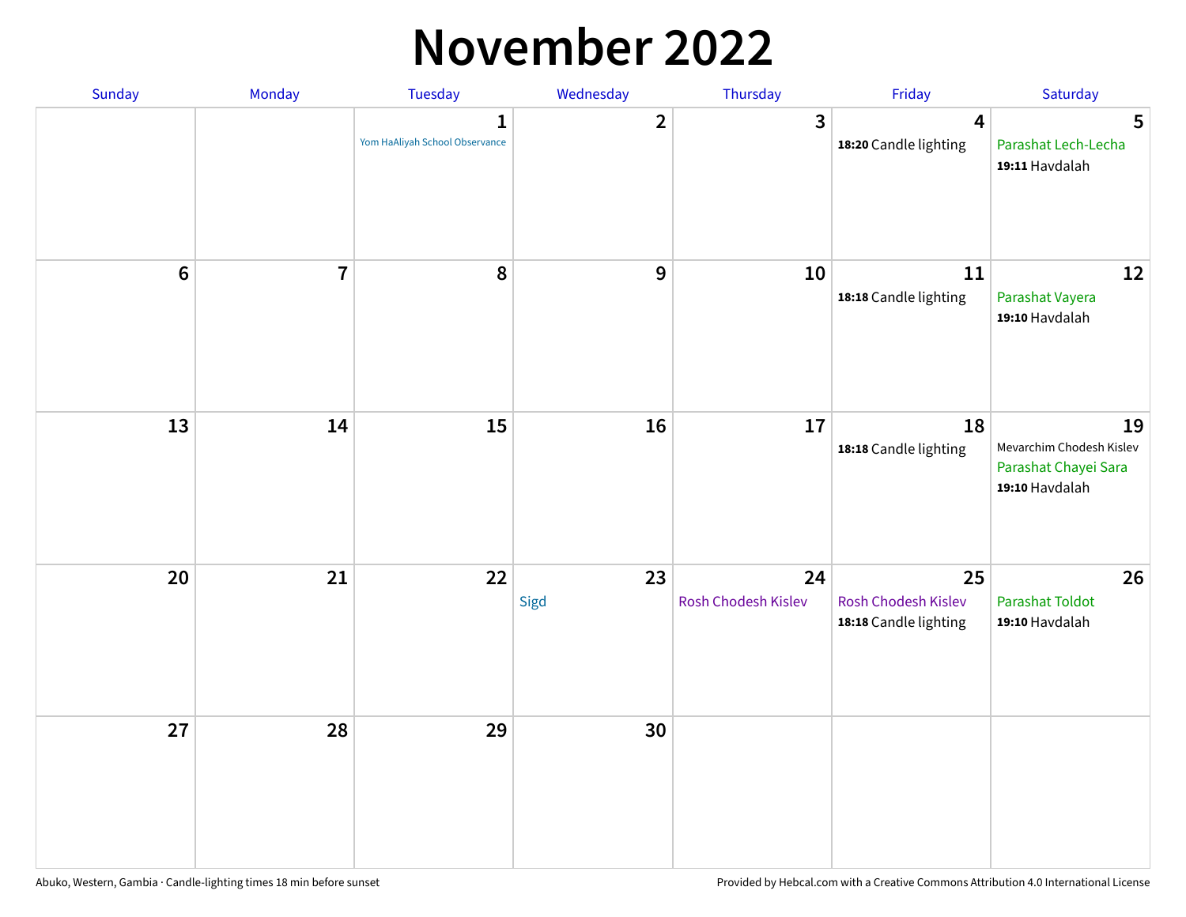# November 2022

| Sunday | Monday | Tuesday | Wednesday | Thursday | Friday | Saturday |
|---|---|---|---|---|---|---|
| | | **1** Yom HaAliyah School Observance | **2** | **3** | **4** **18:20** Candle lighting | **5** Parashat Lech-Lecha **19:11** Havdalah |
| **6** | **7** | **8** | **9** | **10** | **11** **18:18** Candle lighting | **12** Parashat Vayera **19:10** Havdalah |
| **13** | **14** | **15** | **16** | **17** | **18** **18:18** Candle lighting | **19** Mevarchim Chodesh Kislev Parashat Chayei Sara **19:10** Havdalah |
| **20** | **21** | **22** | **23** Sigd | **24** Rosh Chodesh Kislev | **25** Rosh Chodesh Kislev **18:18** Candle lighting | **26** Parashat Toldot **19:10** Havdalah |
| **27** | **28** | **29** | **30** | | | |

Abuko, Western, Gambia · Candle-lighting times 18 min before sunset

Provided by Hebcal.com with a Creative Commons Attribution 4.0 International License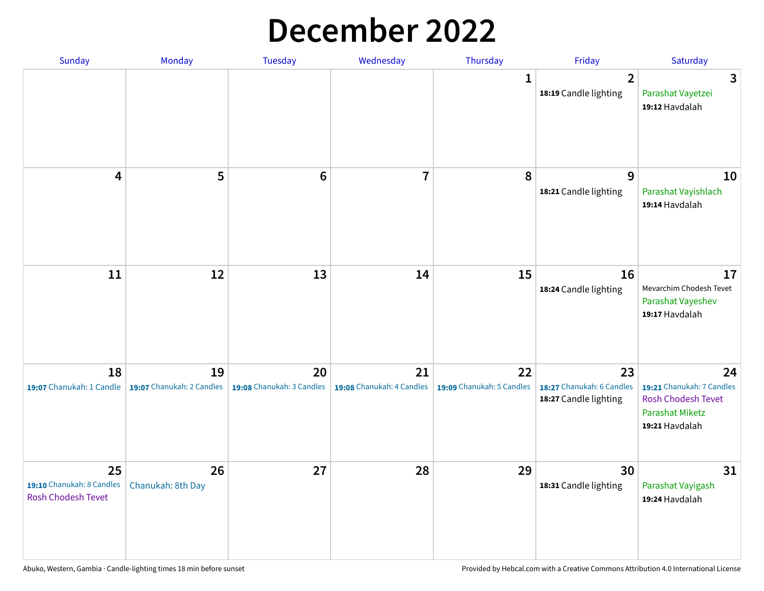# December 2022

| Sunday | Monday | Tuesday | Wednesday | Thursday | Friday | Saturday |
|---|---|---|---|---|---|---|
| | | | | 1 | 2<br>**18:19** Candle lighting | 3<br>Parashat Vayetzei<br>**19:12** Havdalah |
| 4 | 5 | 6 | 7 | 8 | 9<br>**18:21** Candle lighting | 10<br>Parashat Vayishlach<br>**19:14** Havdalah |
| 11 | 12 | 13 | 14 | 15 | 16<br>**18:24** Candle lighting | 17<br>Mevarchim Chodesh Tevet<br>Parashat Vayeshev<br>**19:17** Havdalah |
| 18<br>**19:07** Chanukah: 1 Candle | 19<br>**19:07** Chanukah: 2 Candles | 20<br>**19:08** Chanukah: 3 Candles | 21<br>**19:08** Chanukah: 4 Candles | 22<br>**19:09** Chanukah: 5 Candles | 23<br>**18:27** Chanukah: 6 Candles<br>**18:27** Candle lighting | 24<br>**19:21** Chanukah: 7 Candles<br>Rosh Chodesh Tevet<br>Parashat Miketz<br>**19:21** Havdalah |
| 25<br>**19:10** Chanukah: 8 Candles<br>Rosh Chodesh Tevet | 26<br>Chanukah: 8th Day | 27 | 28 | 29 | 30<br>**18:31** Candle lighting | 31<br>Parashat Vayigash<br>**19:24** Havdalah |

Abuko, Western, Gambia · Candle-lighting times 18 min before sunset

Provided by Hebcal.com with a Creative Commons Attribution 4.0 International License